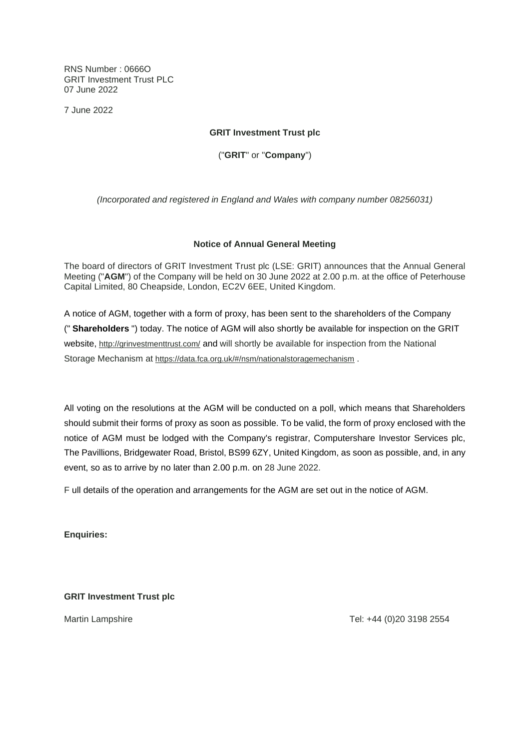RNS Number : 0666O
GRIT Investment Trust PLC
07 June 2022

7 June 2022

**GRIT Investment Trust plc**

("**GRIT**" or "**Company**")

*(Incorporated and registered in England and Wales with company number 08256031)*

**Notice of Annual General Meeting**

The board of directors of GRIT Investment Trust plc (LSE: GRIT) announces that the Annual General Meeting ("**AGM**") of the Company will be held on 30 June 2022 at 2.00 p.m. at the office of Peterhouse Capital Limited, 80 Cheapside, London, EC2V 6EE, United Kingdom.

A notice of AGM, together with a form of proxy, has been sent to the shareholders of the Company (" **Shareholders** ") today. The notice of AGM will also shortly be available for inspection on the GRIT website, http://grinvestmenttrust.com/ and will shortly be available for inspection from the National Storage Mechanism at https://data.fca.org.uk/#/nsm/nationalstoragemechanism .

All voting on the resolutions at the AGM will be conducted on a poll, which means that Shareholders should submit their forms of proxy as soon as possible. To be valid, the form of proxy enclosed with the notice of AGM must be lodged with the Company's registrar, Computershare Investor Services plc, The Pavillions, Bridgewater Road, Bristol, BS99 6ZY, United Kingdom, as soon as possible, and, in any event, so as to arrive by no later than 2.00 p.m. on 28 June 2022.

F ull details of the operation and arrangements for the AGM are set out in the notice of AGM.

**Enquiries:**

**GRIT Investment Trust plc**

Martin Lampshire Tel: +44 (0)20 3198 2554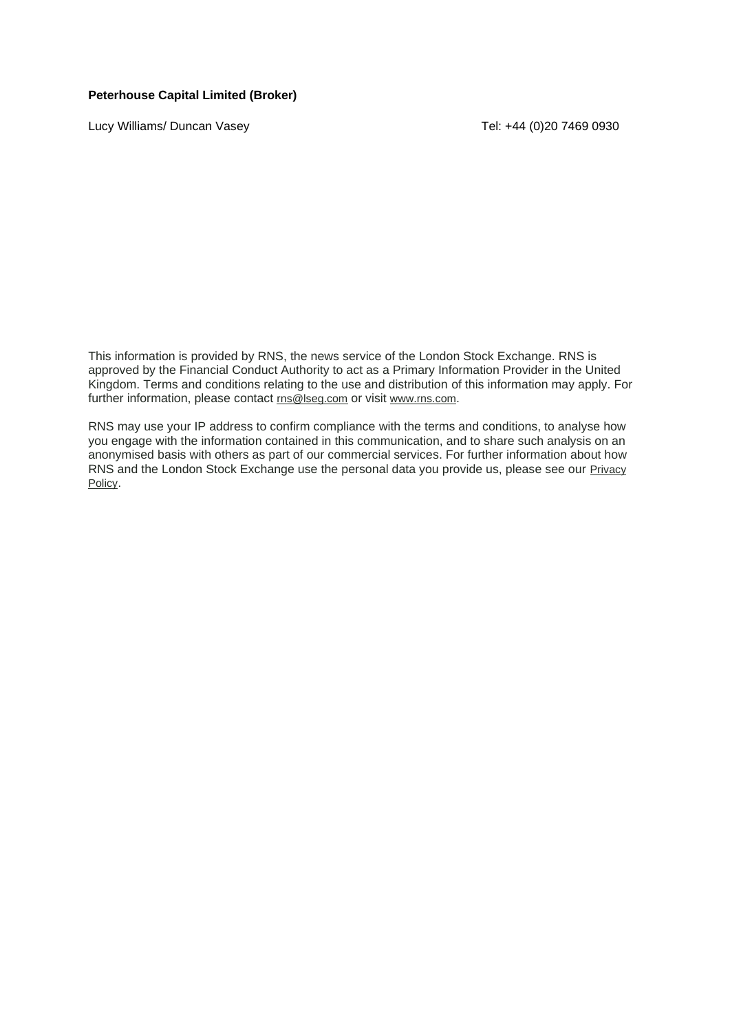**Peterhouse Capital Limited (Broker)**

Lucy Williams/ Duncan Vasey Tel: +44 (0)20 7469 0930

This information is provided by RNS, the news service of the London Stock Exchange. RNS is approved by the Financial Conduct Authority to act as a Primary Information Provider in the United Kingdom. Terms and conditions relating to the use and distribution of this information may apply. For further information, please contact rns@lseg.com or visit www.rns.com.

RNS may use your IP address to confirm compliance with the terms and conditions, to analyse how you engage with the information contained in this communication, and to share such analysis on an anonymised basis with others as part of our commercial services. For further information about how RNS and the London Stock Exchange use the personal data you provide us, please see our Privacy Policy.